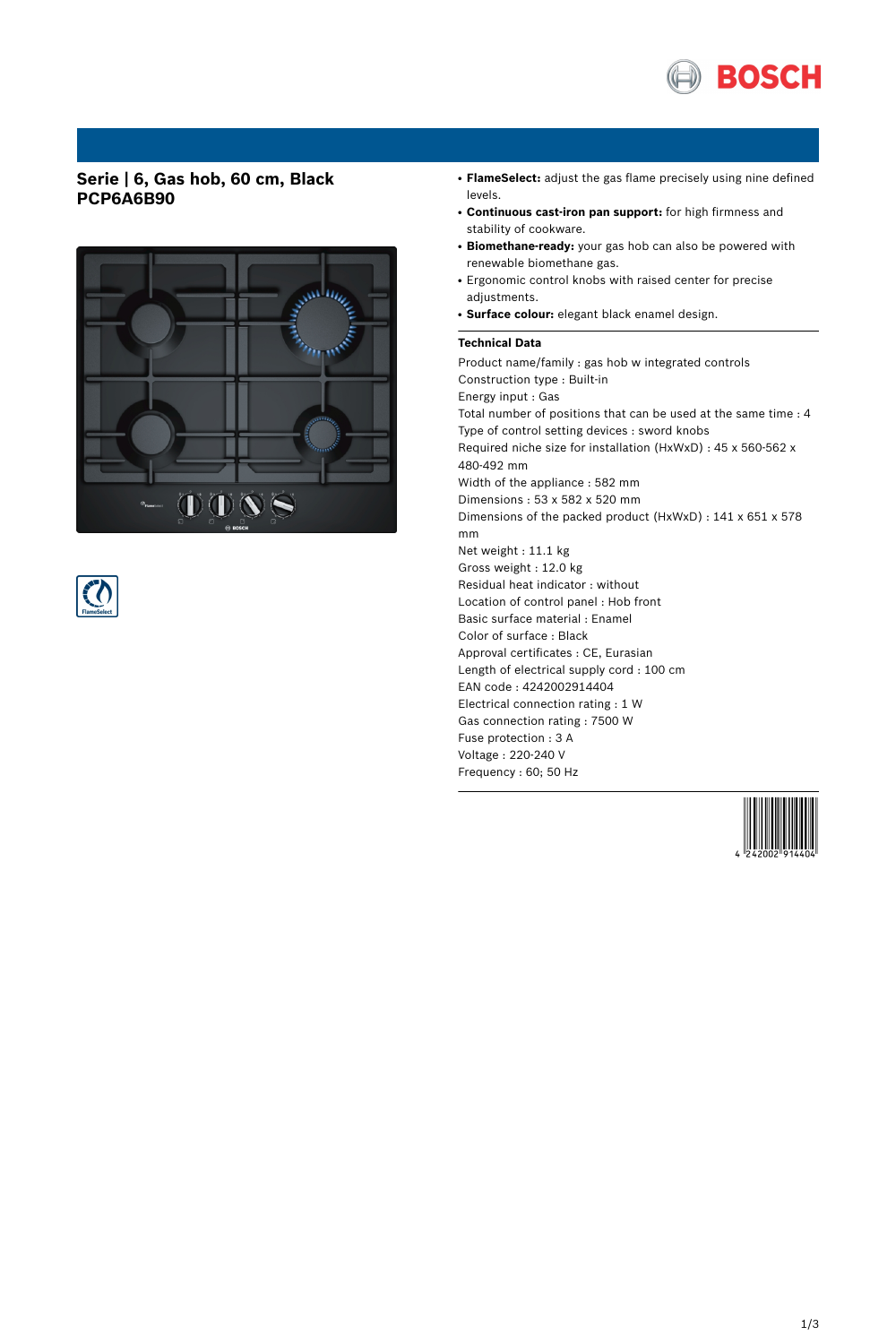# Serie | 6, Gas hob, 60 cm, Black
## PCP6A6B90

- **FlameSelect:** adjust the gas flame precisely using nine defined levels.
- **Continuous cast-iron pan support:** for high firmness and stability of cookware.
- **Biomethane-ready:** your gas hob can also be powered with renewable biomethane gas.
- Ergonomic control knobs with raised center for precise adjustments.
- **Surface colour:** elegant black enamel design.

### Technical Data

Product name/family : gas hob w integrated controls
Construction type : Built-in
Energy input : Gas
Total number of positions that can be used at the same time : 4
Type of control setting devices : sword knobs
Required niche size for installation (HxWxD) : 45 x 560-562 x 480-492 mm
Width of the appliance : 582 mm
Dimensions : 53 x 582 x 520 mm
Dimensions of the packed product (HxWxD) : 141 x 651 x 578 mm
Net weight : 11.1 kg
Gross weight : 12.0 kg
Residual heat indicator : without
Location of control panel : Hob front
Basic surface material : Enamel
Color of surface : Black
Approval certificates : CE, Eurasian
Length of electrical supply cord : 100 cm
EAN code : 4242002914404
Electrical connection rating : 1 W
Gas connection rating : 7500 W
Fuse protection : 3 A
Voltage : 220-240 V
Frequency : 60; 50 Hz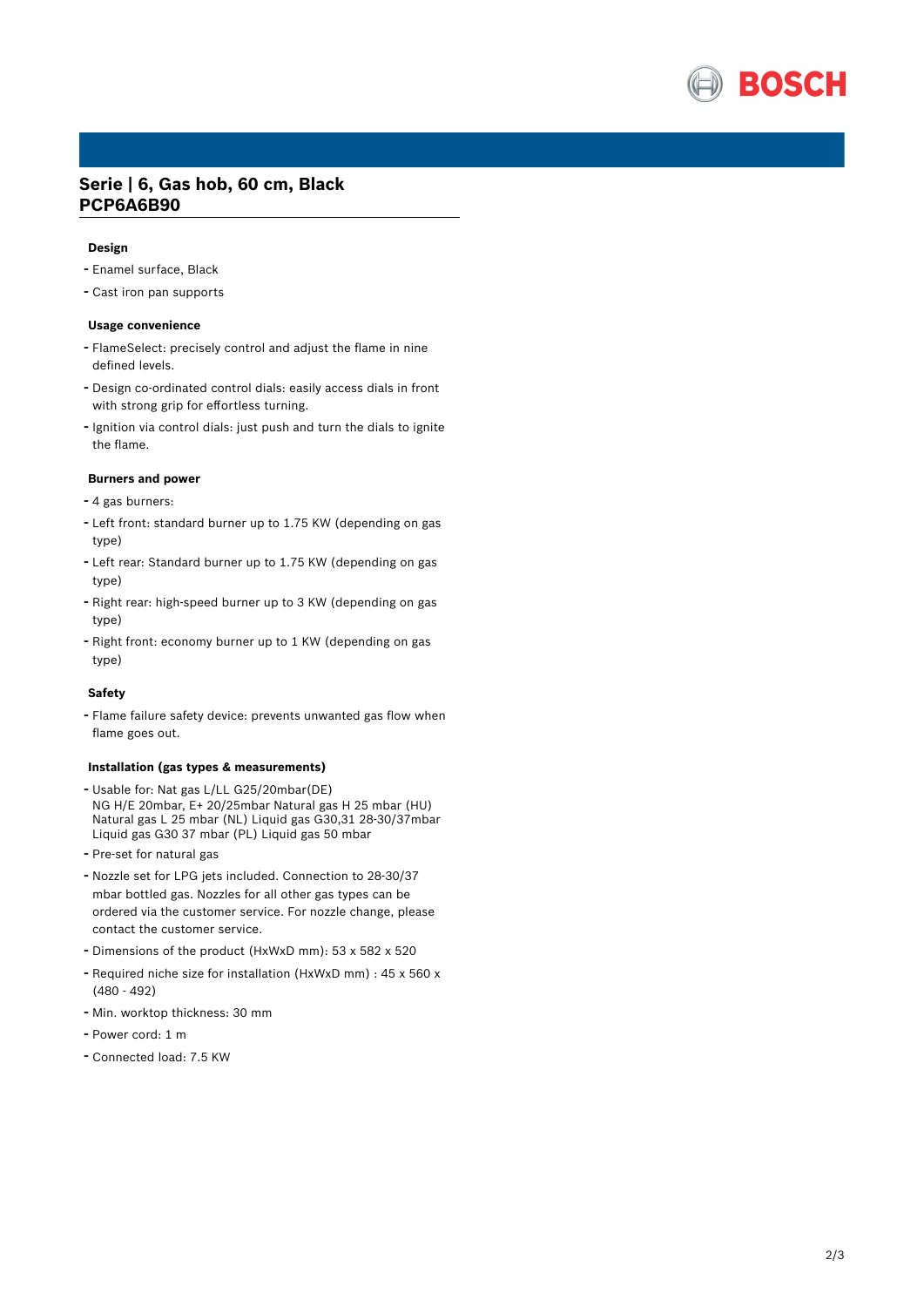# Serie | 6, Gas hob, 60 cm, Black
# PCP6A6B90

### Design

- Enamel surface, Black
- Cast iron pan supports

### Usage convenience

- FlameSelect: precisely control and adjust the flame in nine defined levels.
- Design co-ordinated control dials: easily access dials in front with strong grip for effortless turning.
- Ignition via control dials: just push and turn the dials to ignite the flame.

### Burners and power

- 4 gas burners:
- Left front: standard burner up to 1.75 KW (depending on gas type)
- Left rear: Standard burner up to 1.75 KW (depending on gas type)
- Right rear: high-speed burner up to 3 KW (depending on gas type)
- Right front: economy burner up to 1 KW (depending on gas type)

### Safety

- Flame failure safety device: prevents unwanted gas flow when flame goes out.

### Installation (gas types & measurements)

- Usable for: Nat gas L/LL G25/20mbar(DE)
  NG H/E 20mbar, E+ 20/25mbar Natural gas H 25 mbar (HU)
  Natural gas L 25 mbar (NL) Liquid gas G30,31 28-30/37mbar
  Liquid gas G30 37 mbar (PL) Liquid gas 50 mbar
- Pre-set for natural gas
- Nozzle set for LPG jets included. Connection to 28-30/37 mbar bottled gas. Nozzles for all other gas types can be ordered via the customer service. For nozzle change, please contact the customer service.
- Dimensions of the product (HxWxD mm): 53 x 582 x 520
- Required niche size for installation (HxWxD mm) : 45 x 560 x (480 - 492)
- Min. worktop thickness: 30 mm
- Power cord: 1 m
- Connected load: 7.5 KW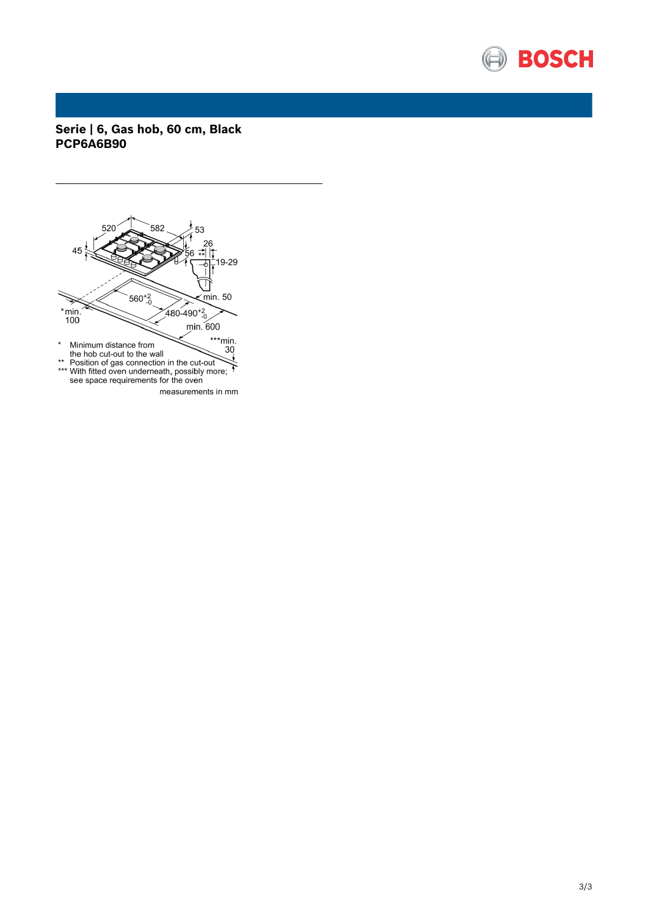**Serie | 6, Gas hob, 60 cm, Black**
**PCP6A6B90**

520
582
53
45
26
56
**
19-29
$560^{+2}_{-0}$
min. 50
$480\text{-}490^{+2}_{-0}$
*min.
100
min. 600
***min.
30

\* Minimum distance from the hob cut-out to the wall
\** Position of gas connection in the cut-out
\*** With fitted oven underneath, possibly more; see space requirements for the oven

measurements in mm